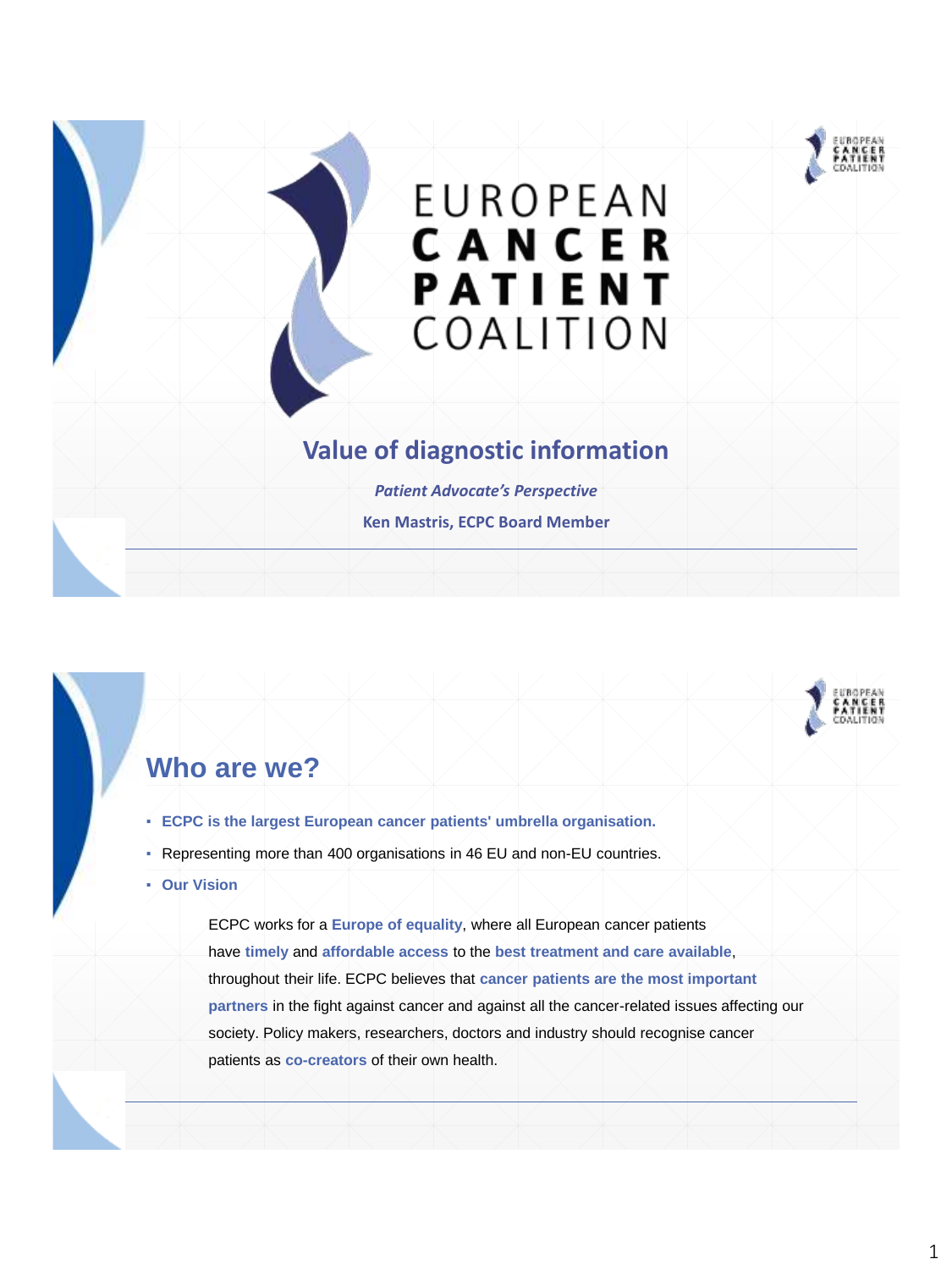# EUROPEAN CANCER PATIENT COALITION

## Value of diagnostic information

*Patient Advocate's Perspective*

**Ken Mastris, ECPC Board Member**

## Who are we?

- **ECPC is the largest European cancer patients' umbrella organisation.**
- Representing more than 400 organisations in 46 EU and non-EU countries.
- **Our Vision**

  ECPC works for a **Europe of equality**, where all European cancer patients have **timely** and **affordable access** to the **best treatment and care available**, throughout their life. ECPC believes that **cancer patients are the most important partners** in the fight against cancer and against all the cancer-related issues affecting our society. Policy makers, researchers, doctors and industry should recognise cancer patients as **co-creators** of their own health.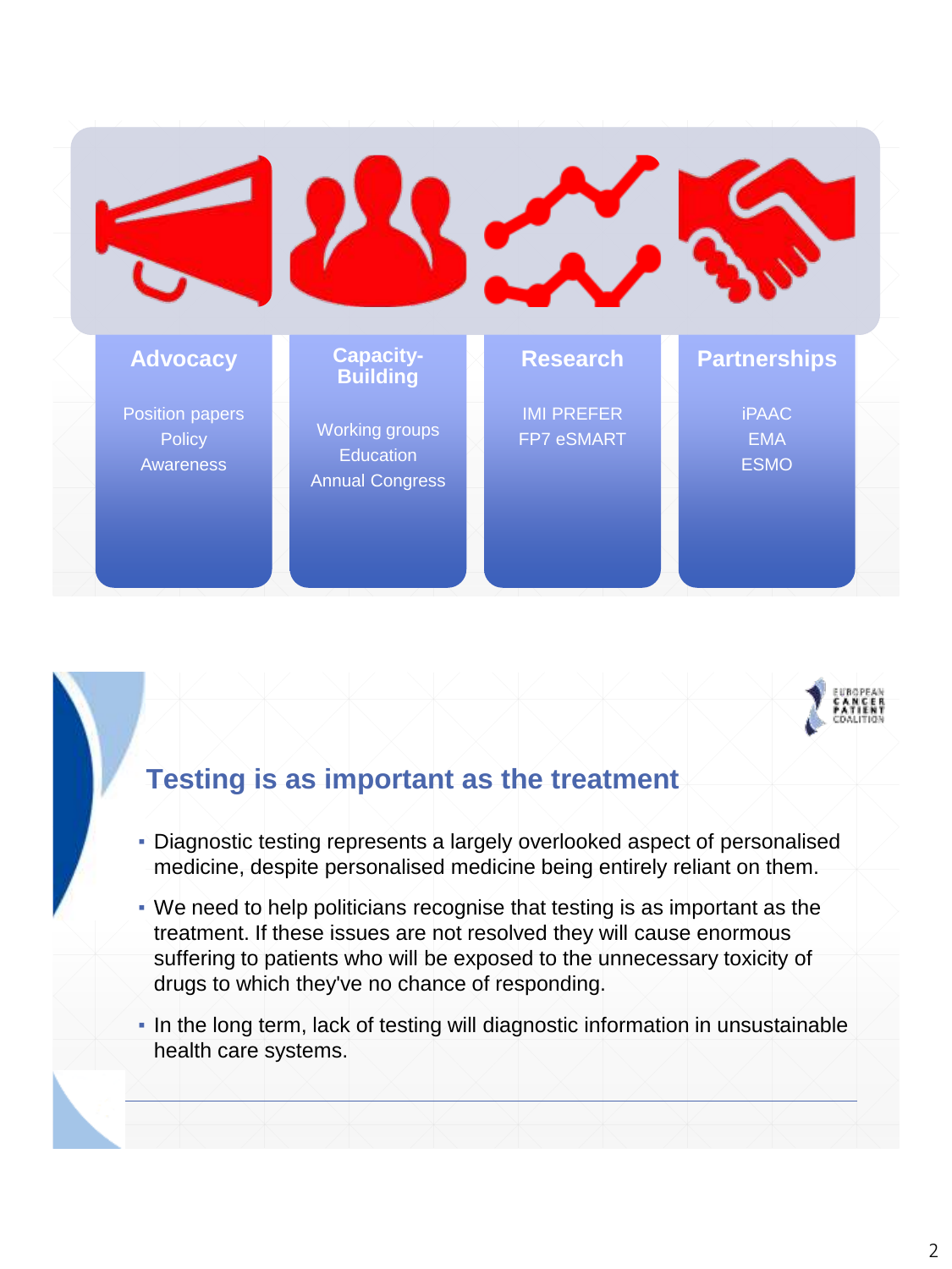| Advocacy | Capacity-Building | Research | Partnerships |
| --- | --- | --- | --- |
| Position papers<br>Policy<br>Awareness | Working groups<br>Education<br>Annual Congress | IMI PREFER<br>FP7 eSMART | iPAAC<br>EMA<br>ESMO |

## Testing is as important as the treatment

- Diagnostic testing represents a largely overlooked aspect of personalised medicine, despite personalised medicine being entirely reliant on them.
- We need to help politicians recognise that testing is as important as the treatment. If these issues are not resolved they will cause enormous suffering to patients who will be exposed to the unnecessary toxicity of drugs to which they've no chance of responding.
- In the long term, lack of testing will diagnostic information in unsustainable health care systems.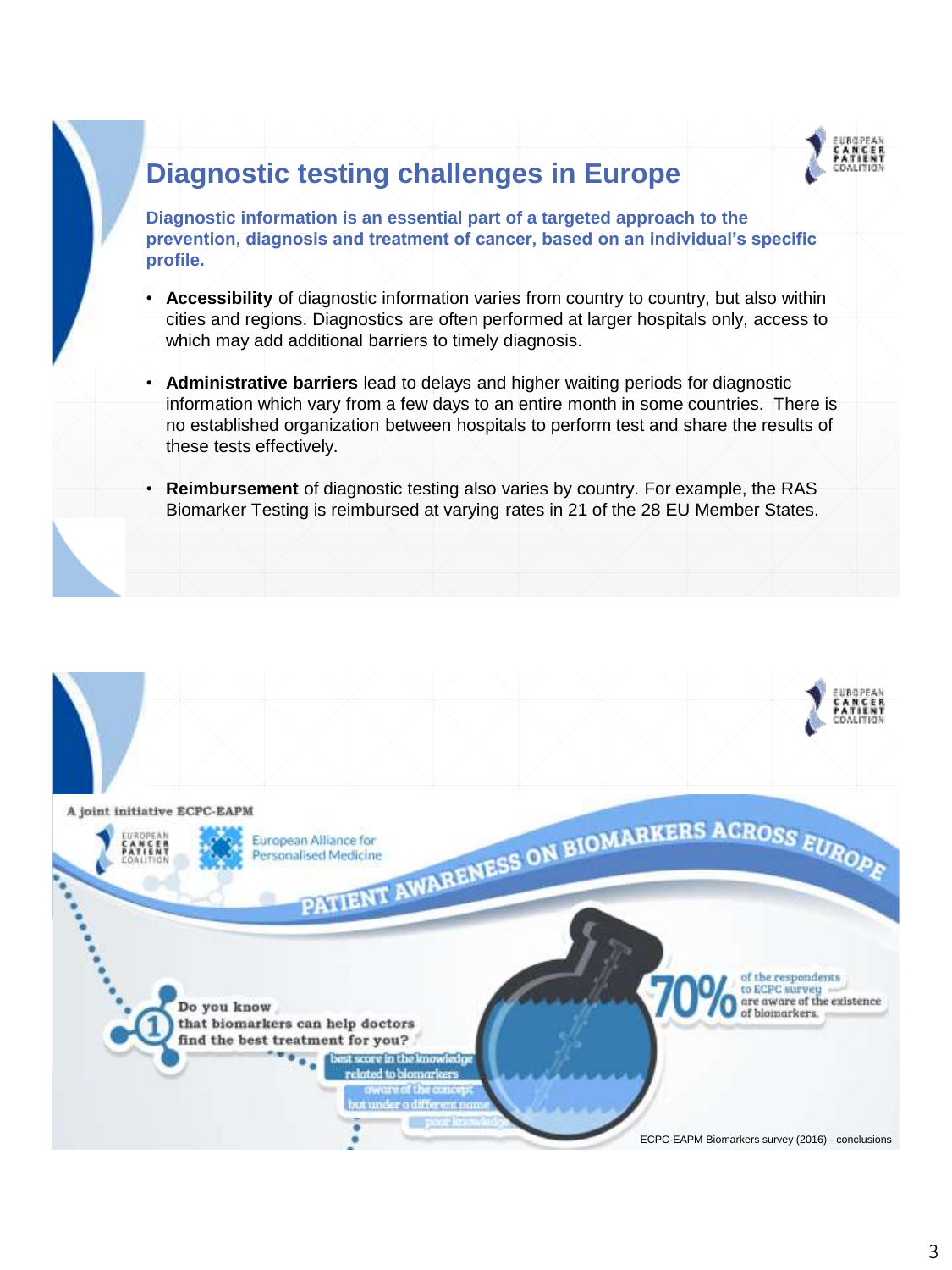# Diagnostic testing challenges in Europe

**Diagnostic information is an essential part of a targeted approach to the prevention, diagnosis and treatment of cancer, based on an individual's specific profile.**

- **Accessibility** of diagnostic information varies from country to country, but also within cities and regions. Diagnostics are often performed at larger hospitals only, access to which may add additional barriers to timely diagnosis.
- **Administrative barriers** lead to delays and higher waiting periods for diagnostic information which vary from a few days to an entire month in some countries. There is no established organization between hospitals to perform test and share the results of these tests effectively.
- **Reimbursement** of diagnostic testing also varies by country. For example, the RAS Biomarker Testing is reimbursed at varying rates in 21 of the 28 EU Member States.

A joint initiative ECPC-EAPM

European Cancer Patient Coalition — European Alliance for Personalised Medicine

## PATIENT AWARENESS ON BIOMARKERS ACROSS EUROPE

1. Do you know that biomarkers can help doctors find the best treatment for you?

- best score in the knowledge related to biomarkers
- aware of the concept but under a different name
- poor knowledge

**70%** of the respondents to ECPC survey are aware of the existence of biomarkers.

ECPC-EAPM Biomarkers survey (2016) - conclusions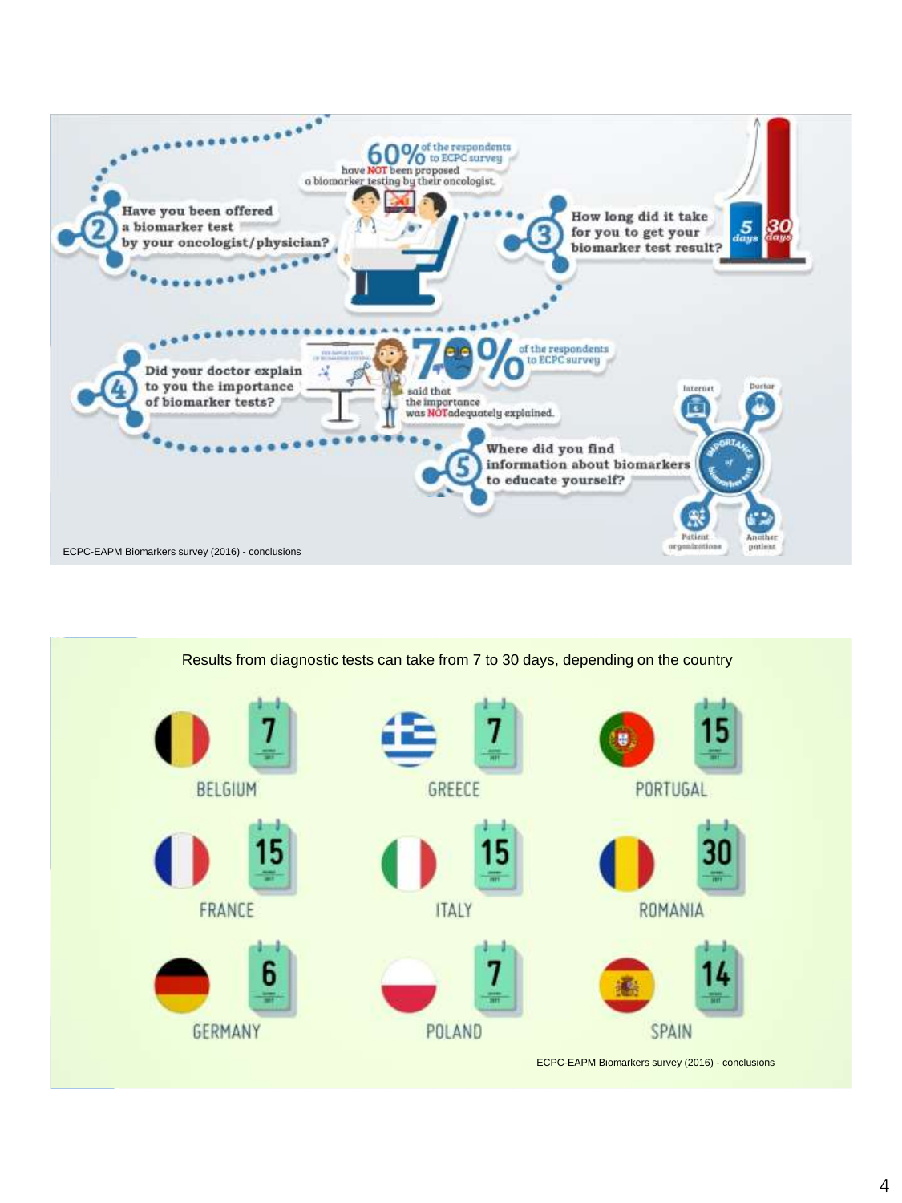Have you been offered a biomarker test by your oncologist/physician?

60% of the respondents to ECPC survey have NOT been proposed a biomarker testing by their oncologist.

How long did it take for you to get your biomarker test result?

5 days

30 days

Did your doctor explain to you the importance of biomarker tests?

70% of the respondents to ECPC survey said that the importance was NOT adequately explained.

Where did you find information about biomarkers to educate yourself?

Internet

Doctor

Patient organizations

Another patient

ECPC-EAPM Biomarkers survey (2016) - conclusions

Results from diagnostic tests can take from 7 to 30 days, depending on the country

| Country | Days |
|---|---|
| BELGIUM | 7 |
| GREECE | 7 |
| PORTUGAL | 15 |
| FRANCE | 15 |
| ITALY | 15 |
| ROMANIA | 30 |
| GERMANY | 6 |
| POLAND | 7 |
| SPAIN | 14 |

ECPC-EAPM Biomarkers survey (2016) - conclusions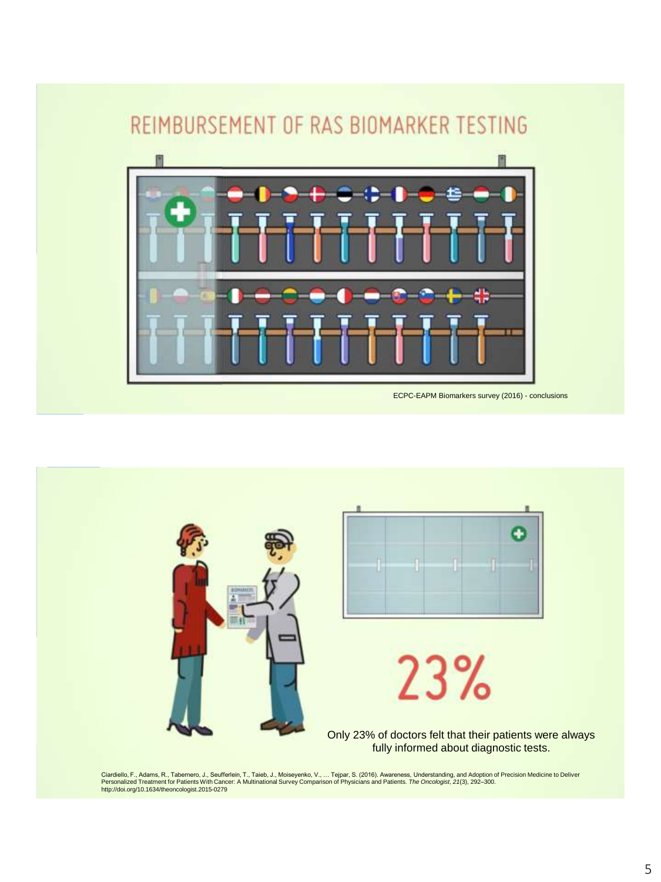# REIMBURSEMENT OF RAS BIOMARKER TESTING

ECPC-EAPM Biomarkers survey (2016) - conclusions

23%

Only 23% of doctors felt that their patients were always fully informed about diagnostic tests.

Ciardiello, F., Adams, R., Tabernero, J., Seufferlein, T., Taieb, J., Moiseyenko, V., … Tejpar, S. (2016). Awareness, Understanding, and Adoption of Precision Medicine to Deliver Personalized Treatment for Patients With Cancer: A Multinational Survey Comparison of Physicians and Patients. *The Oncologist*, *21*(3), 292–300. http://doi.org/10.1634/theoncologist.2015-0279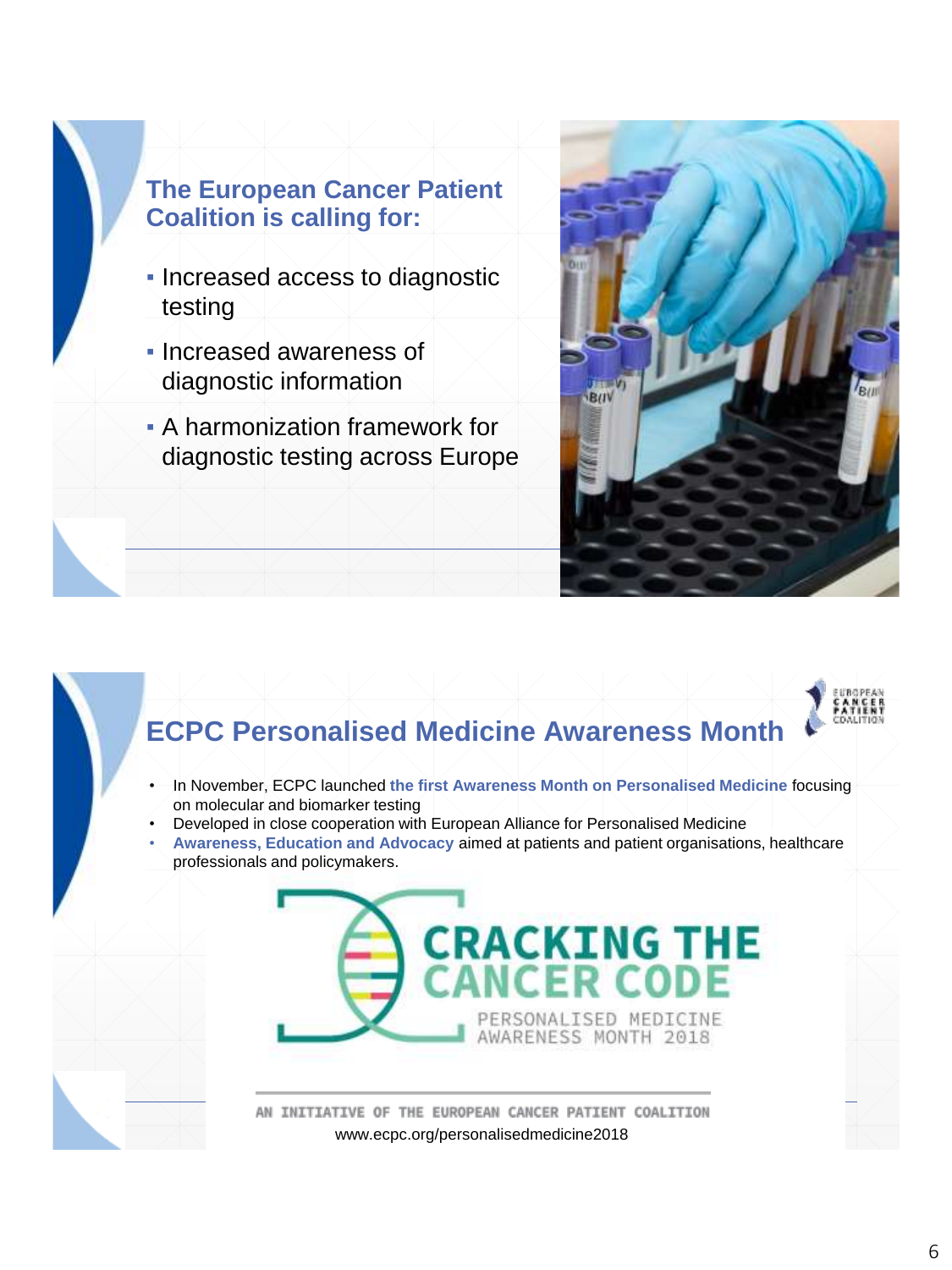## The European Cancer Patient Coalition is calling for:

- Increased access to diagnostic testing
- Increased awareness of diagnostic information
- A harmonization framework for diagnostic testing across Europe

## ECPC Personalised Medicine Awareness Month

- In November, ECPC launched **the first Awareness Month on Personalised Medicine** focusing on molecular and biomarker testing
- Developed in close cooperation with European Alliance for Personalised Medicine
- **Awareness, Education and Advocacy** aimed at patients and patient organisations, healthcare professionals and policymakers.

CRACKING THE CANCER CODE

PERSONALISED MEDICINE AWARENESS MONTH 2018

AN INITIATIVE OF THE EUROPEAN CANCER PATIENT COALITION

www.ecpc.org/personalisedmedicine2018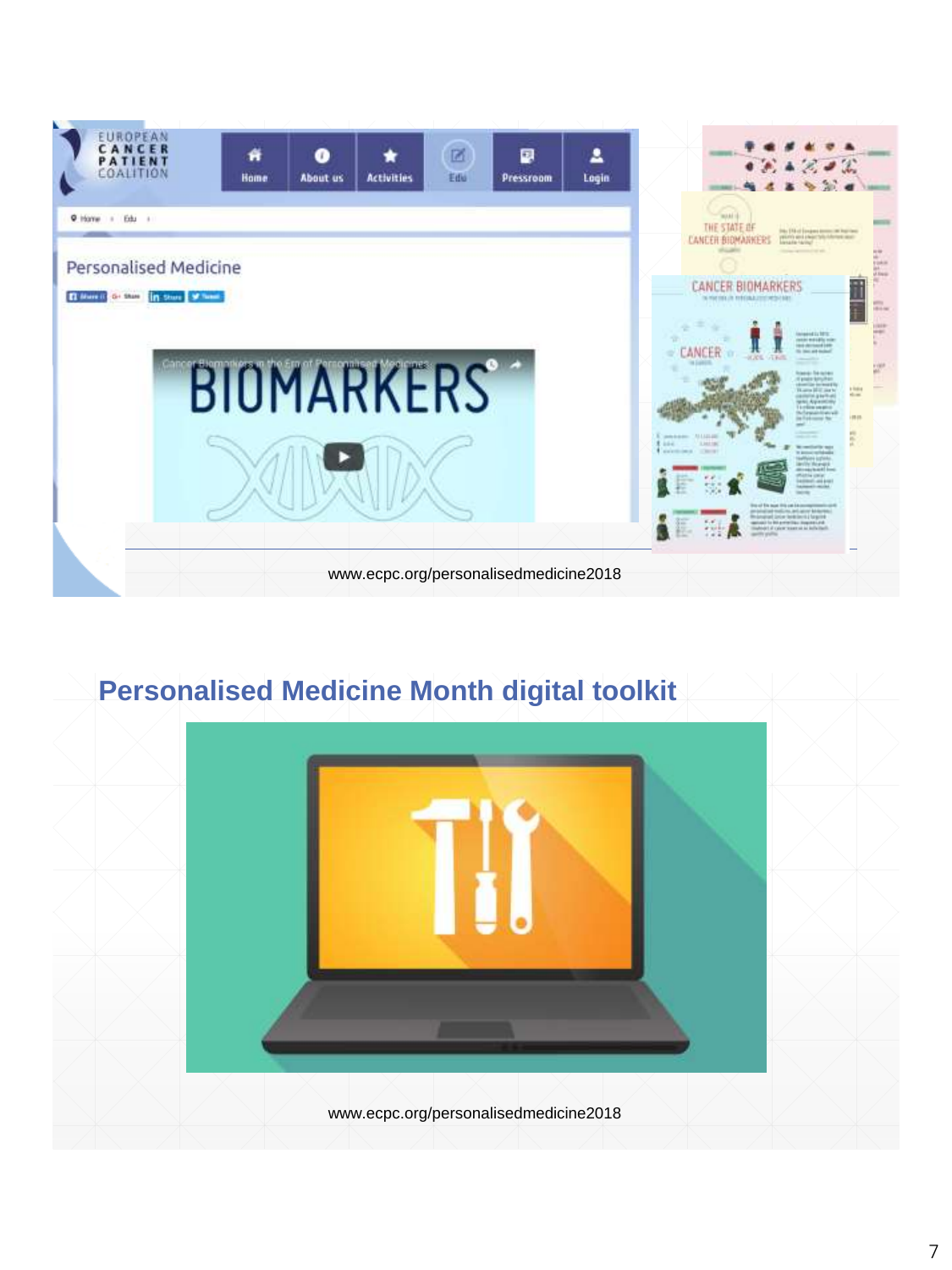www.ecpc.org/personalisedmedicine2018

## Personalised Medicine Month digital toolkit

www.ecpc.org/personalisedmedicine2018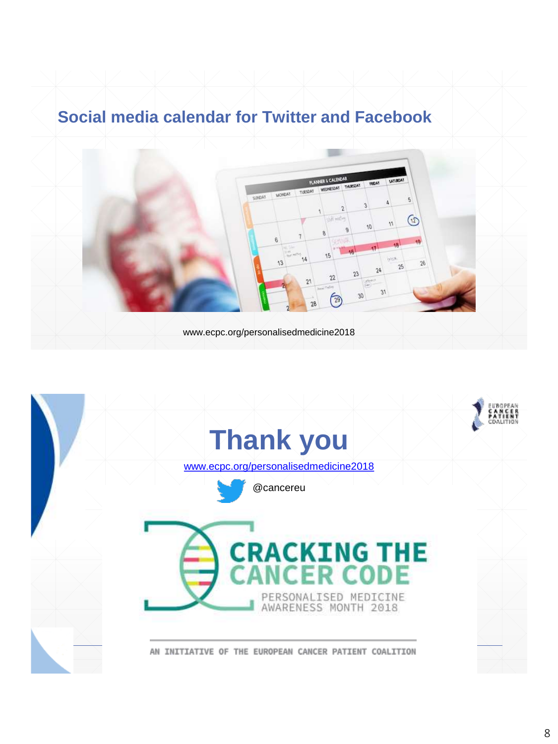## Social media calendar for Twitter and Facebook

www.ecpc.org/personalisedmedicine2018

# Thank you

www.ecpc.org/personalisedmedicine2018

@cancereu

CRACKING THE CANCER CODE

PERSONALISED MEDICINE AWARENESS MONTH 2018

AN INITIATIVE OF THE EUROPEAN CANCER PATIENT COALITION